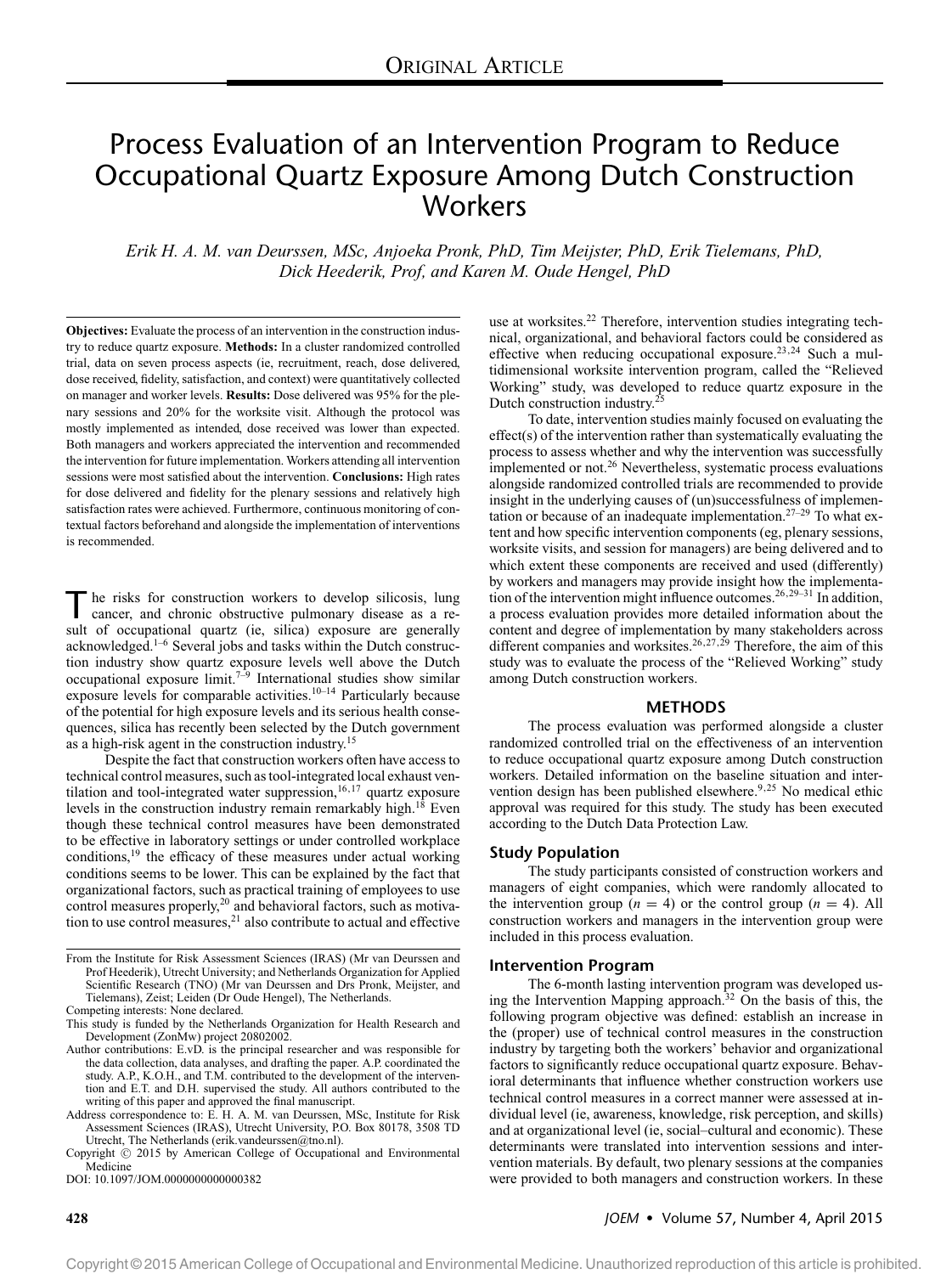# Process Evaluation of an Intervention Program to Reduce Occupational Quartz Exposure Among Dutch Construction Workers

*Erik H. A. M. van Deurssen, MSc, Anjoeka Pronk, PhD, Tim Meijster, PhD, Erik Tielemans, PhD, Dick Heederik, Prof, and Karen M. Oude Hengel, PhD*

**Objectives:** Evaluate the process of an intervention in the construction industry to reduce quartz exposure. **Methods:** In a cluster randomized controlled trial, data on seven process aspects (ie, recruitment, reach, dose delivered, dose received, fidelity, satisfaction, and context) were quantitatively collected on manager and worker levels. **Results:** Dose delivered was 95% for the plenary sessions and 20% for the worksite visit. Although the protocol was mostly implemented as intended, dose received was lower than expected. Both managers and workers appreciated the intervention and recommended the intervention for future implementation. Workers attending all intervention sessions were most satisfied about the intervention. **Conclusions:** High rates for dose delivered and fidelity for the plenary sessions and relatively high satisfaction rates were achieved. Furthermore, continuous monitoring of contextual factors beforehand and alongside the implementation of interventions is recommended.

The risks for construction workers to develop silicosis, lung cancer, and chronic obstructive pulmonary disease as a result of occupational quartz (ie, silica) exposure are generally acknowledged.[1–6] Several jobs and tasks within the Dutch construction industry show quartz exposure levels well above the Dutch occupational exposure limit.[7–9] International studies show similar exposure levels for comparable activities.[10–14] Particularly because of the potential for high exposure levels and its serious health consequences, silica has recently been selected by the Dutch government as a high-risk agent in the construction industry.[15]

Despite the fact that construction workers often have access to technical control measures, such as tool-integrated local exhaust ventilation and tool-integrated water suppression,[16,17] quartz exposure levels in the construction industry remain remarkably high.[18] Even though these technical control measures have been demonstrated to be effective in laboratory settings or under controlled workplace conditions,[19] the efficacy of these measures under actual working conditions seems to be lower. This can be explained by the fact that organizational factors, such as practical training of employees to use control measures properly,[20] and behavioral factors, such as motivation to use control measures,[21] also contribute to actual and effective use at worksites.[22] Therefore, intervention studies integrating technical, organizational, and behavioral factors could be considered as effective when reducing occupational exposure.[23,24] Such a multidimensional worksite intervention program, called the "Relieved Working" study, was developed to reduce quartz exposure in the Dutch construction industry.[25]

To date, intervention studies mainly focused on evaluating the effect(s) of the intervention rather than systematically evaluating the process to assess whether and why the intervention was successfully implemented or not.[26] Nevertheless, systematic process evaluations alongside randomized controlled trials are recommended to provide insight in the underlying causes of (un)successfulness of implementation or because of an inadequate implementation.[27–29] To what extent and how specific intervention components (eg, plenary sessions, worksite visits, and session for managers) are being delivered and to which extent these components are received and used (differently) by workers and managers may provide insight how the implementation of the intervention might influence outcomes.[26,29–31] In addition, a process evaluation provides more detailed information about the content and degree of implementation by many stakeholders across different companies and worksites.[26,27,29] Therefore, the aim of this study was to evaluate the process of the "Relieved Working" study among Dutch construction workers.

## METHODS

The process evaluation was performed alongside a cluster randomized controlled trial on the effectiveness of an intervention to reduce occupational quartz exposure among Dutch construction workers. Detailed information on the baseline situation and intervention design has been published elsewhere.[9,25] No medical ethic approval was required for this study. The study has been executed according to the Dutch Data Protection Law.

### Study Population

The study participants consisted of construction workers and managers of eight companies, which were randomly allocated to the intervention group ($n = 4$) or the control group ($n = 4$). All construction workers and managers in the intervention group were included in this process evaluation.

### Intervention Program

The 6-month lasting intervention program was developed using the Intervention Mapping approach.[32] On the basis of this, the following program objective was defined: establish an increase in the (proper) use of technical control measures in the construction industry by targeting both the workers' behavior and organizational factors to significantly reduce occupational quartz exposure. Behavioral determinants that influence whether construction workers use technical control measures in a correct manner were assessed at individual level (ie, awareness, knowledge, risk perception, and skills) and at organizational level (ie, social–cultural and economic). These determinants were translated into intervention sessions and intervention materials. By default, two plenary sessions at the companies were provided to both managers and construction workers. In these

From the Institute for Risk Assessment Sciences (IRAS) (Mr van Deurssen and Prof Heederik), Utrecht University; and Netherlands Organization for Applied Scientific Research (TNO) (Mr van Deurssen and Drs Pronk, Meijster, and Tielemans), Zeist; Leiden (Dr Oude Hengel), The Netherlands.

Competing interests: None declared.

This study is funded by the Netherlands Organization for Health Research and Development (ZonMw) project 20802002.

Author contributions: E.vD. is the principal researcher and was responsible for the data collection, data analyses, and drafting the paper. A.P. coordinated the study. A.P., K.O.H., and T.M. contributed to the development of the intervention and E.T. and D.H. supervised the study. All authors contributed to the writing of this paper and approved the final manuscript.

Address correspondence to: E. H. A. M. van Deurssen, MSc, Institute for Risk Assessment Sciences (IRAS), Utrecht University, P.O. Box 80178, 3508 TD Utrecht, The Netherlands (erik.vandeurssen@tno.nl).

Copyright © 2015 by American College of Occupational and Environmental Medicine

DOI: 10.1097/JOM.0000000000000382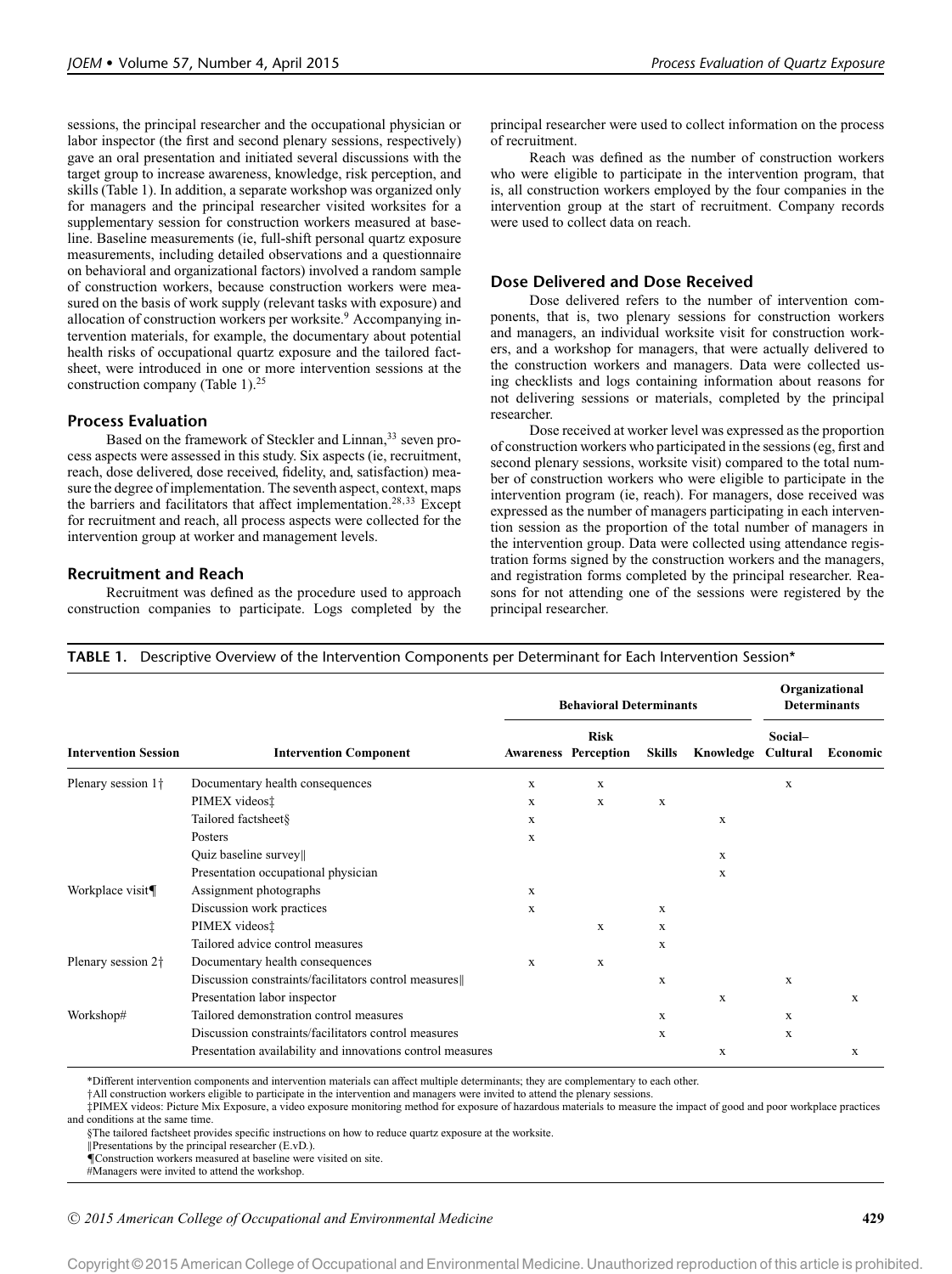sessions, the principal researcher and the occupational physician or labor inspector (the first and second plenary sessions, respectively) gave an oral presentation and initiated several discussions with the target group to increase awareness, knowledge, risk perception, and skills (Table 1). In addition, a separate workshop was organized only for managers and the principal researcher visited worksites for a supplementary session for construction workers measured at baseline. Baseline measurements (ie, full-shift personal quartz exposure measurements, including detailed observations and a questionnaire on behavioral and organizational factors) involved a random sample of construction workers, because construction workers were measured on the basis of work supply (relevant tasks with exposure) and allocation of construction workers per worksite.[9] Accompanying intervention materials, for example, the documentary about potential health risks of occupational quartz exposure and the tailored factsheet, were introduced in one or more intervention sessions at the construction company (Table 1).[25]

### Process Evaluation

Based on the framework of Steckler and Linnan,[33] seven process aspects were assessed in this study. Six aspects (ie, recruitment, reach, dose delivered, dose received, fidelity, and, satisfaction) measure the degree of implementation. The seventh aspect, context, maps the barriers and facilitators that affect implementation.[28,33] Except for recruitment and reach, all process aspects were collected for the intervention group at worker and management levels.

### Recruitment and Reach

Recruitment was defined as the procedure used to approach construction companies to participate. Logs completed by the principal researcher were used to collect information on the process of recruitment.

Reach was defined as the number of construction workers who were eligible to participate in the intervention program, that is, all construction workers employed by the four companies in the intervention group at the start of recruitment. Company records were used to collect data on reach.

### Dose Delivered and Dose Received

Dose delivered refers to the number of intervention components, that is, two plenary sessions for construction workers and managers, an individual worksite visit for construction workers, and a workshop for managers, that were actually delivered to the construction workers and managers. Data were collected using checklists and logs containing information about reasons for not delivering sessions or materials, completed by the principal researcher.

Dose received at worker level was expressed as the proportion of construction workers who participated in the sessions (eg, first and second plenary sessions, worksite visit) compared to the total number of construction workers who were eligible to participate in the intervention program (ie, reach). For managers, dose received was expressed as the number of managers participating in each intervention session as the proportion of the total number of managers in the intervention group. Data were collected using attendance registration forms signed by the construction workers and the managers, and registration forms completed by the principal researcher. Reasons for not attending one of the sessions were registered by the principal researcher.

**TABLE 1.** Descriptive Overview of the Intervention Components per Determinant for Each Intervention Session*

| | | Behavioral Determinants | | | | Organizational Determinants | |
|---|---|---|---|---|---|---|---|
| Intervention Session | Intervention Component | Awareness | Risk Perception | Skills | Knowledge | Social–Cultural | Economic |
| Plenary session 1† | Documentary health consequences | x | x | | | x | |
| | PIMEX videos‡ | x | x | x | | | |
| | Tailored factsheet§ | x | | | x | | |
| | Posters | x | | | | | |
| | Quiz baseline survey‖ | | | | x | | |
| | Presentation occupational physician | | | | x | | |
| Workplace visit¶ | Assignment photographs | x | | | | | |
| | Discussion work practices | x | | x | | | |
| | PIMEX videos‡ | | x | x | | | |
| | Tailored advice control measures | | | x | | | |
| Plenary session 2† | Documentary health consequences | x | x | | | | |
| | Discussion constraints/facilitators control measures‖ | | | x | | x | |
| | Presentation labor inspector | | | | x | | x |
| Workshop# | Tailored demonstration control measures | | | x | | x | |
| | Discussion constraints/facilitators control measures | | | x | | x | |
| | Presentation availability and innovations control measures | | | | x | | x |

*Different intervention components and intervention materials can affect multiple determinants; they are complementary to each other.
†All construction workers eligible to participate in the intervention and managers were invited to attend the plenary sessions.
‡PIMEX videos: Picture Mix Exposure, a video exposure monitoring method for exposure of hazardous materials to measure the impact of good and poor workplace practices and conditions at the same time.
§The tailored factsheet provides specific instructions on how to reduce quartz exposure at the worksite.
‖Presentations by the principal researcher (E.vD.).
¶Construction workers measured at baseline were visited on site.
#Managers were invited to attend the workshop.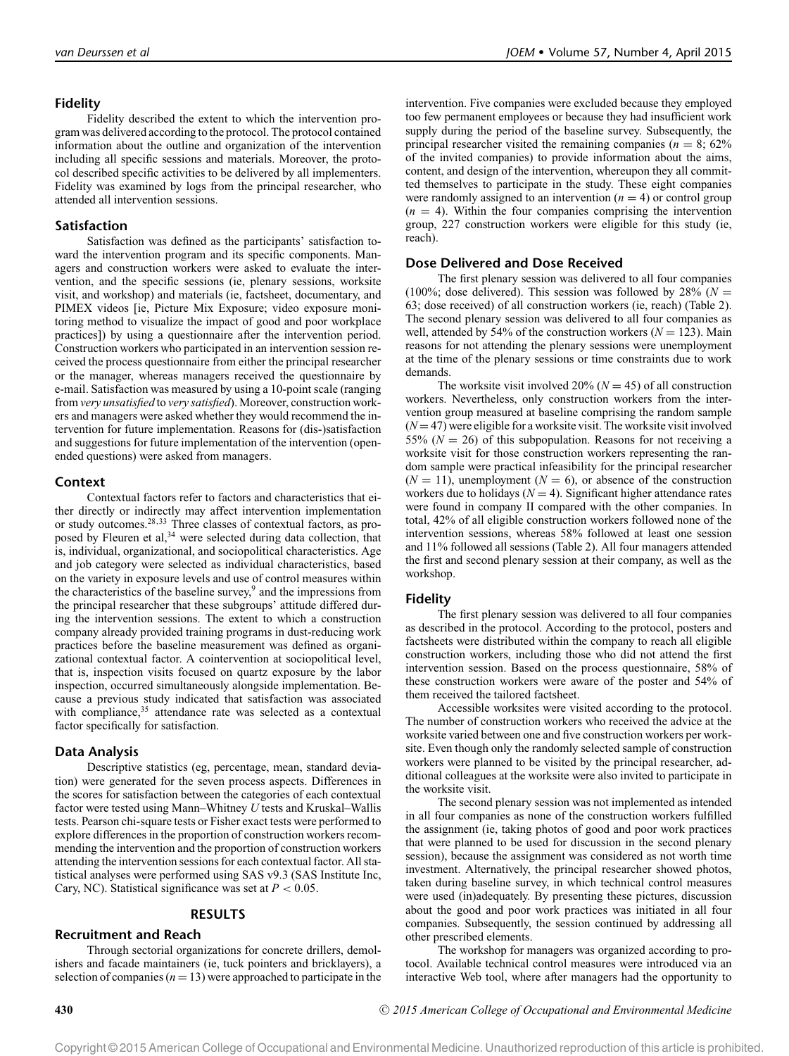### Fidelity

Fidelity described the extent to which the intervention program was delivered according to the protocol. The protocol contained information about the outline and organization of the intervention including all specific sessions and materials. Moreover, the protocol described specific activities to be delivered by all implementers. Fidelity was examined by logs from the principal researcher, who attended all intervention sessions.

### Satisfaction

Satisfaction was defined as the participants' satisfaction toward the intervention program and its specific components. Managers and construction workers were asked to evaluate the intervention, and the specific sessions (ie, plenary sessions, worksite visit, and workshop) and materials (ie, factsheet, documentary, and PIMEX videos [ie, Picture Mix Exposure; video exposure monitoring method to visualize the impact of good and poor workplace practices]) by using a questionnaire after the intervention period. Construction workers who participated in an intervention session received the process questionnaire from either the principal researcher or the manager, whereas managers received the questionnaire by e-mail. Satisfaction was measured by using a 10-point scale (ranging from *very unsatisfied* to *very satisfied*). Moreover, construction workers and managers were asked whether they would recommend the intervention for future implementation. Reasons for (dis-)satisfaction and suggestions for future implementation of the intervention (open-ended questions) were asked from managers.

### Context

Contextual factors refer to factors and characteristics that either directly or indirectly may affect intervention implementation or study outcomes.[28,33] Three classes of contextual factors, as proposed by Fleuren et al,[34] were selected during data collection, that is, individual, organizational, and sociopolitical characteristics. Age and job category were selected as individual characteristics, based on the variety in exposure levels and use of control measures within the characteristics of the baseline survey,[9] and the impressions from the principal researcher that these subgroups' attitude differed during the intervention sessions. The extent to which a construction company already provided training programs in dust-reducing work practices before the baseline measurement was defined as organizational contextual factor. A cointervention at sociopolitical level, that is, inspection visits focused on quartz exposure by the labor inspection, occurred simultaneously alongside implementation. Because a previous study indicated that satisfaction was associated with compliance,[35] attendance rate was selected as a contextual factor specifically for satisfaction.

### Data Analysis

Descriptive statistics (eg, percentage, mean, standard deviation) were generated for the seven process aspects. Differences in the scores for satisfaction between the categories of each contextual factor were tested using Mann–Whitney *U* tests and Kruskal–Wallis tests. Pearson chi-square tests or Fisher exact tests were performed to explore differences in the proportion of construction workers recommending the intervention and the proportion of construction workers attending the intervention sessions for each contextual factor. All statistical analyses were performed using SAS v9.3 (SAS Institute Inc, Cary, NC). Statistical significance was set at $P < 0.05$.

## RESULTS

### Recruitment and Reach

Through sectorial organizations for concrete drillers, demolishers and facade maintainers (ie, tuck pointers and bricklayers), a selection of companies ($n = 13$) were approached to participate in the intervention. Five companies were excluded because they employed too few permanent employees or because they had insufficient work supply during the period of the baseline survey. Subsequently, the principal researcher visited the remaining companies ($n = 8$; 62% of the invited companies) to provide information about the aims, content, and design of the intervention, whereupon they all committed themselves to participate in the study. These eight companies were randomly assigned to an intervention ($n = 4$) or control group ($n = 4$). Within the four companies comprising the intervention group, 227 construction workers were eligible for this study (ie, reach).

### Dose Delivered and Dose Received

The first plenary session was delivered to all four companies (100%; dose delivered). This session was followed by 28% ($N = 63$; dose received) of all construction workers (ie, reach) (Table 2). The second plenary session was delivered to all four companies as well, attended by 54% of the construction workers ($N = 123$). Main reasons for not attending the plenary sessions were unemployment at the time of the plenary sessions or time constraints due to work demands.

The worksite visit involved 20% ($N = 45$) of all construction workers. Nevertheless, only construction workers from the intervention group measured at baseline comprising the random sample ($N = 47$) were eligible for a worksite visit. The worksite visit involved 55% ($N = 26$) of this subpopulation. Reasons for not receiving a worksite visit for those construction workers representing the random sample were practical infeasibility for the principal researcher ($N = 11$), unemployment ($N = 6$), or absence of the construction workers due to holidays ($N = 4$). Significant higher attendance rates were found in company II compared with the other companies. In total, 42% of all eligible construction workers followed none of the intervention sessions, whereas 58% followed at least one session and 11% followed all sessions (Table 2). All four managers attended the first and second plenary session at their company, as well as the workshop.

### Fidelity

The first plenary session was delivered to all four companies as described in the protocol. According to the protocol, posters and factsheets were distributed within the company to reach all eligible construction workers, including those who did not attend the first intervention session. Based on the process questionnaire, 58% of these construction workers were aware of the poster and 54% of them received the tailored factsheet.

Accessible worksites were visited according to the protocol. The number of construction workers who received the advice at the worksite varied between one and five construction workers per worksite. Even though only the randomly selected sample of construction workers were planned to be visited by the principal researcher, additional colleagues at the worksite were also invited to participate in the worksite visit.

The second plenary session was not implemented as intended in all four companies as none of the construction workers fulfilled the assignment (ie, taking photos of good and poor work practices that were planned to be used for discussion in the second plenary session), because the assignment was considered as not worth time investment. Alternatively, the principal researcher showed photos, taken during baseline survey, in which technical control measures were used (in)adequately. By presenting these pictures, discussion about the good and poor work practices was initiated in all four companies. Subsequently, the session continued by addressing all other prescribed elements.

The workshop for managers was organized according to protocol. Available technical control measures were introduced via an interactive Web tool, where after managers had the opportunity to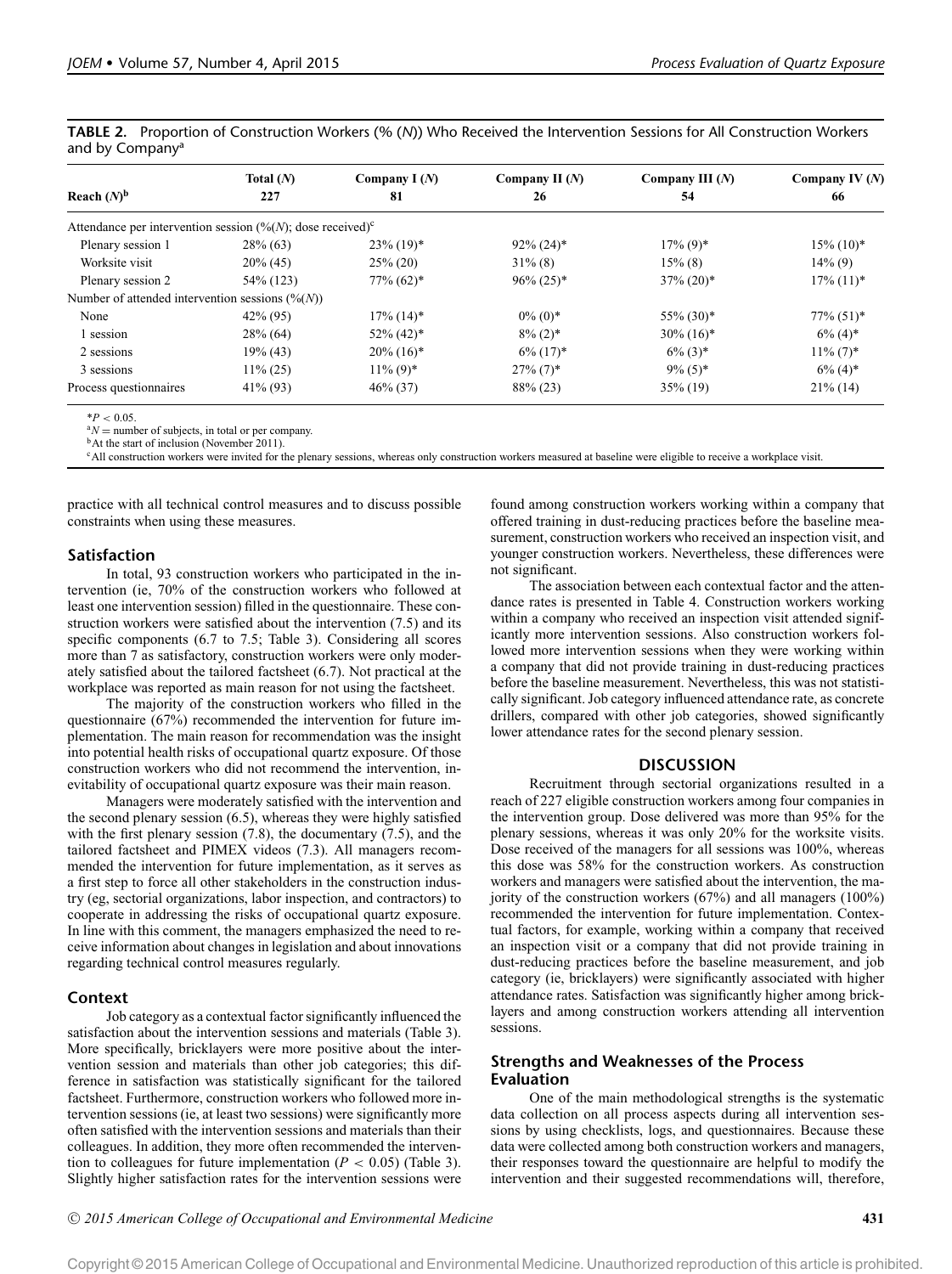**TABLE 2.** Proportion of Construction Workers (% (*N*)) Who Received the Intervention Sessions for All Construction Workers and by Company[a]

| Reach (*N*)[b] | Total (*N*) 227 | Company I (*N*) 81 | Company II (*N*) 26 | Company III (*N*) 54 | Company IV (*N*) 66 |
|---|---|---|---|---|---|
| Attendance per intervention session (%(*N*); dose received)[c] | | | | | |
| Plenary session 1 | 28% (63) | 23% (19)* | 92% (24)* | 17% (9)* | 15% (10)* |
| Worksite visit | 20% (45) | 25% (20) | 31% (8) | 15% (8) | 14% (9) |
| Plenary session 2 | 54% (123) | 77% (62)* | 96% (25)* | 37% (20)* | 17% (11)* |
| Number of attended intervention sessions (%(*N*)) | | | | | |
| None | 42% (95) | 17% (14)* | 0% (0)* | 55% (30)* | 77% (51)* |
| 1 session | 28% (64) | 52% (42)* | 8% (2)* | 30% (16)* | 6% (4)* |
| 2 sessions | 19% (43) | 20% (16)* | 6% (17)* | 6% (3)* | 11% (7)* |
| 3 sessions | 11% (25) | 11% (9)* | 27% (7)* | 9% (5)* | 6% (4)* |
| Process questionnaires | 41% (93) | 46% (37) | 88% (23) | 35% (19) | 21% (14) |

*$P < 0.05$.
[a]*N* = number of subjects, in total or per company.
[b]At the start of inclusion (November 2011).
[c]All construction workers were invited for the plenary sessions, whereas only construction workers measured at baseline were eligible to receive a workplace visit.

practice with all technical control measures and to discuss possible constraints when using these measures.

### Satisfaction

In total, 93 construction workers who participated in the intervention (ie, 70% of the construction workers who followed at least one intervention session) filled in the questionnaire. These construction workers were satisfied about the intervention (7.5) and its specific components (6.7 to 7.5; Table 3). Considering all scores more than 7 as satisfactory, construction workers were only moderately satisfied about the tailored factsheet (6.7). Not practical at the workplace was reported as main reason for not using the factsheet.

The majority of the construction workers who filled in the questionnaire (67%) recommended the intervention for future implementation. The main reason for recommendation was the insight into potential health risks of occupational quartz exposure. Of those construction workers who did not recommend the intervention, inevitability of occupational quartz exposure was their main reason.

Managers were moderately satisfied with the intervention and the second plenary session (6.5), whereas they were highly satisfied with the first plenary session (7.8), the documentary (7.5), and the tailored factsheet and PIMEX videos (7.3). All managers recommended the intervention for future implementation, as it serves as a first step to force all other stakeholders in the construction industry (eg, sectorial organizations, labor inspection, and contractors) to cooperate in addressing the risks of occupational quartz exposure. In line with this comment, the managers emphasized the need to receive information about changes in legislation and about innovations regarding technical control measures regularly.

### Context

Job category as a contextual factor significantly influenced the satisfaction about the intervention sessions and materials (Table 3). More specifically, bricklayers were more positive about the intervention session and materials than other job categories; this difference in satisfaction was statistically significant for the tailored factsheet. Furthermore, construction workers who followed more intervention sessions (ie, at least two sessions) were significantly more often satisfied with the intervention sessions and materials than their colleagues. In addition, they more often recommended the intervention to colleagues for future implementation ($P < 0.05$) (Table 3). Slightly higher satisfaction rates for the intervention sessions were found among construction workers working within a company that offered training in dust-reducing practices before the baseline measurement, construction workers who received an inspection visit, and younger construction workers. Nevertheless, these differences were not significant.

The association between each contextual factor and the attendance rates is presented in Table 4. Construction workers working within a company who received an inspection visit attended significantly more intervention sessions. Also construction workers followed more intervention sessions when they were working within a company that did not provide training in dust-reducing practices before the baseline measurement. Nevertheless, this was not statistically significant. Job category influenced attendance rate, as concrete drillers, compared with other job categories, showed significantly lower attendance rates for the second plenary session.

## DISCUSSION

Recruitment through sectorial organizations resulted in a reach of 227 eligible construction workers among four companies in the intervention group. Dose delivered was more than 95% for the plenary sessions, whereas it was only 20% for the worksite visits. Dose received of the managers for all sessions was 100%, whereas this dose was 58% for the construction workers. As construction workers and managers were satisfied about the intervention, the majority of the construction workers (67%) and all managers (100%) recommended the intervention for future implementation. Contextual factors, for example, working within a company that received an inspection visit or a company that did not provide training in dust-reducing practices before the baseline measurement, and job category (ie, bricklayers) were significantly associated with higher attendance rates. Satisfaction was significantly higher among bricklayers and among construction workers attending all intervention sessions.

### Strengths and Weaknesses of the Process Evaluation

One of the main methodological strengths is the systematic data collection on all process aspects during all intervention sessions by using checklists, logs, and questionnaires. Because these data were collected among both construction workers and managers, their responses toward the questionnaire are helpful to modify the intervention and their suggested recommendations will, therefore,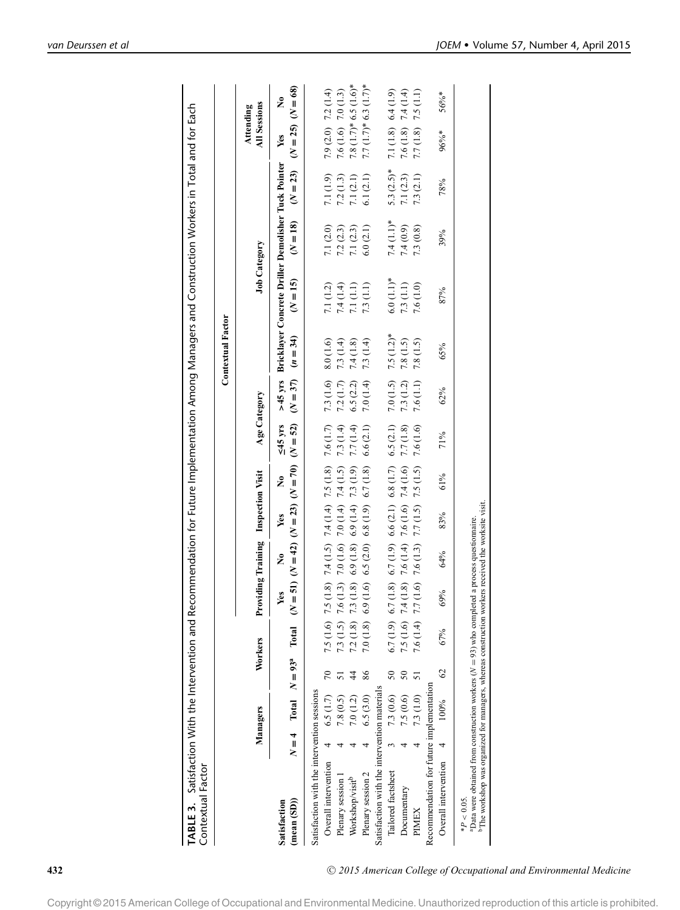**TABLE 3.** Satisfaction With the Intervention and Recommendation for Future Implementation Among Managers and Construction Workers in Total and for Each Contextual Factor

| Satisfaction (mean (SD)) | Managers | | Workers | | Contextual Factor | | | | | | | | | | | | |
|---|---|---|---|---|---|---|---|---|---|---|---|---|---|---|---|---|---|
| | | | | | Providing Training | | Inspection Visit | | Age Category | | Job Category | | | | | Attending All Sessions | |
| | N = 4 | Total | N = 93[a] | Total | Yes (N = 51) | No (N = 42) | Yes (N = 23) | No (N = 70) | ≤45 yrs (N = 52) | >45 yrs (N = 37) | Bricklayer (n = 34) | Concrete Driller (N = 15) | Demolisher (N = 18) | Tuck Pointer (N = 23) | Yes (N = 25) | No (N = 68) |
| Satisfaction with the intervention sessions | | | | | | | | | | | | | | | | | |
| Overall intervention | 4 | 6.5 (1.7) | 70 | 7.5 (1.6) | 7.5 (1.8) | 7.4 (1.5) | 7.4 (1.4) | 7.5 (1.8) | 7.6 (1.7) | 7.3 (1.6) | 8.0 (1.6) | 7.1 (1.2) | 7.1 (2.0) | 7.1 (1.9) | 7.9 (2.0) | 7.2 (1.4) |
| Plenary session 1 | 4 | 7.8 (0.5) | 51 | 7.3 (1.5) | 7.6 (1.3) | 7.0 (1.6) | 7.0 (1.4) | 7.4 (1.5) | 7.3 (1.4) | 7.2 (1.7) | 7.3 (1.4) | 7.4 (1.4) | 7.2 (2.3) | 7.2 (1.3) | 7.6 (1.6) | 7.0 (1.3) |
| Workshop/visit[b] | 4 | 7.0 (1.2) | 44 | 7.2 (1.8) | 7.3 (1.8) | 6.9 (1.8) | 6.9 (1.4) | 7.3 (1.9) | 7.7 (1.4) | 6.5 (2.2) | 7.4 (1.8) | 7.1 (1.1) | 7.1 (2.3) | 7.1 (2.1) | 7.8 (1.7)* | 6.5 (1.6)* |
| Plenary session 2 | 4 | 6.5 (3.0) | 86 | 7.0 (1.8) | 6.9 (1.6) | 6.5 (2.0) | 6.8 (1.9) | 6.7 (1.8) | 6.6 (2.1) | 7.0 (1.4) | 7.3 (1.4) | 7.3 (1.1) | 6.0 (2.1) | 6.1 (2.1) | 7.7 (1.7)* | 6.3 (1.7)* |
| Satisfaction with the intervention materials | | | | | | | | | | | | | | | | | |
| Tailored factsheet | 3 | 7.3 (0.6) | 50 | 6.7 (1.9) | 6.7 (1.8) | 6.7 (1.9) | 6.6 (2.1) | 6.8 (1.7) | 6.5 (2.1) | 7.0 (1.5) | 7.5 (1.2)* | 6.0 (1.1)* | 7.4 (1.1)* | 5.3 (2.5)* | 7.1 (1.8) | 6.4 (1.9) |
| Documentary | 4 | 7.5 (0.6) | 50 | 7.5 (1.6) | 7.4 (1.8) | 7.6 (1.4) | 7.6 (1.6) | 7.4 (1.6) | 7.7 (1.8) | 7.3 (1.2) | 7.8 (1.5) | 7.3 (1.1) | 7.4 (0.9) | 7.1 (2.3) | 7.6 (1.8) | 7.4 (1.4) |
| PIMEX | 4 | 7.3 (1.0) | 51 | 7.6 (1.4) | 7.7 (1.6) | 7.6 (1.3) | 7.7 (1.5) | 7.5 (1.5) | 7.6 (1.6) | 7.6 (1.1) | 7.8 (1.5) | 7.6 (1.0) | 7.3 (0.8) | 7.3 (2.1) | 7.7 (1.8) | 7.5 (1.1) |
| Recommendation for future implementation | | | | | | | | | | | | | | | | | |
| Overall intervention | 4 | 100% | 62 | 67% | 69% | 64% | 83% | 61% | 71% | 62% | 65% | 87% | 39% | 78% | 96%* | 56%* |

$*P < 0.05$.

[a]Data were obtained from construction workers ($N = 93$) who completed a process questionnaire.

[b]The workshop was organized for managers, whereas construction workers received the worksite visit.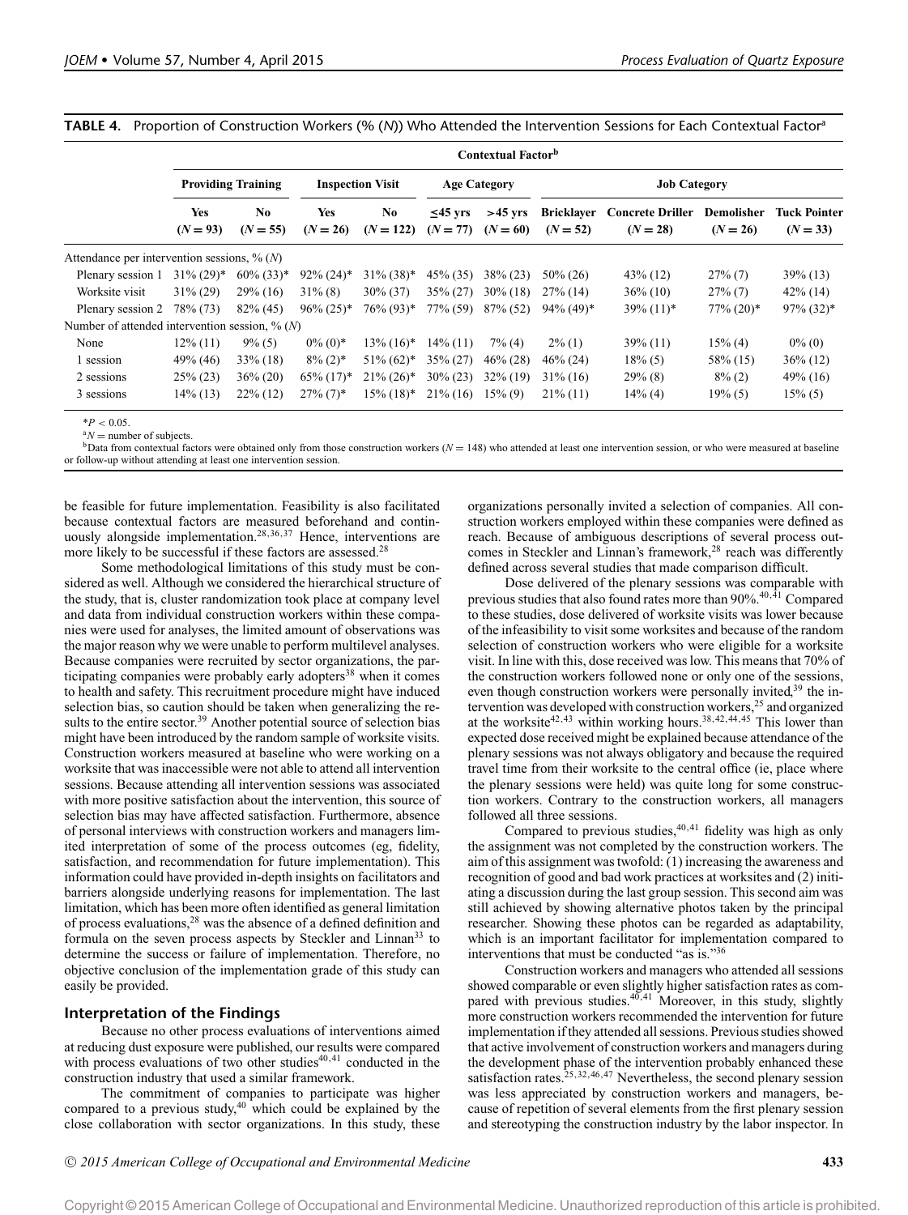**TABLE 4.** Proportion of Construction Workers (% (*N*)) Who Attended the Intervention Sessions for Each Contextual Factor[a]

| | Contextual Factor[b] | | | | | | | | | |
|---|---|---|---|---|---|---|---|---|---|---|
| | Providing Training | | Inspection Visit | | Age Category | | Job Category | | | |
| | Yes (*N* = 93) | No (*N* = 55) | Yes (*N* = 26) | No (*N* = 122) | ≤45 yrs (*N* = 77) | >45 yrs (*N* = 60) | Bricklayer (*N* = 52) | Concrete Driller (*N* = 28) | Demolisher (*N* = 26) | Tuck Pointer (*N* = 33) |
| Attendance per intervention sessions, % (*N*) | | | | | | | | | | |
| Plenary session 1 | 31% (29)* | 60% (33)* | 92% (24)* | 31% (38)* | 45% (35) | 38% (23) | 50% (26) | 43% (12) | 27% (7) | 39% (13) |
| Worksite visit | 31% (29) | 29% (16) | 31% (8) | 30% (37) | 35% (27) | 30% (18) | 27% (14) | 36% (10) | 27% (7) | 42% (14) |
| Plenary session 2 | 78% (73) | 82% (45) | 96% (25)* | 76% (93)* | 77% (59) | 87% (52) | 94% (49)* | 39% (11)* | 77% (20)* | 97% (32)* |
| Number of attended intervention session, % (*N*) | | | | | | | | | | |
| None | 12% (11) | 9% (5) | 0% (0)* | 13% (16)* | 14% (11) | 7% (4) | 2% (1) | 39% (11) | 15% (4) | 0% (0) |
| 1 session | 49% (46) | 33% (18) | 8% (2)* | 51% (62)* | 35% (27) | 46% (28) | 46% (24) | 18% (5) | 58% (15) | 36% (12) |
| 2 sessions | 25% (23) | 36% (20) | 65% (17)* | 21% (26)* | 30% (23) | 32% (19) | 31% (16) | 29% (8) | 8% (2) | 49% (16) |
| 3 sessions | 14% (13) | 22% (12) | 27% (7)* | 15% (18)* | 21% (16) | 15% (9) | 21% (11) | 14% (4) | 19% (5) | 15% (5) |

*$P < 0.05$.
[a]$N$ = number of subjects.
[b]Data from contextual factors were obtained only from those construction workers ($N = 148$) who attended at least one intervention session, or who were measured at baseline or follow-up without attending at least one intervention session.

be feasible for future implementation. Feasibility is also facilitated because contextual factors are measured beforehand and continuously alongside implementation.[28,36,37] Hence, interventions are more likely to be successful if these factors are assessed.[28]

Some methodological limitations of this study must be considered as well. Although we considered the hierarchical structure of the study, that is, cluster randomization took place at company level and data from individual construction workers within these companies were used for analyses, the limited amount of observations was the major reason why we were unable to perform multilevel analyses. Because companies were recruited by sector organizations, the participating companies were probably early adopters[38] when it comes to health and safety. This recruitment procedure might have induced selection bias, so caution should be taken when generalizing the results to the entire sector.[39] Another potential source of selection bias might have been introduced by the random sample of worksite visits. Construction workers measured at baseline who were working on a worksite that was inaccessible were not able to attend all intervention sessions. Because attending all intervention sessions was associated with more positive satisfaction about the intervention, this source of selection bias may have affected satisfaction. Furthermore, absence of personal interviews with construction workers and managers limited interpretation of some of the process outcomes (eg, fidelity, satisfaction, and recommendation for future implementation). This information could have provided in-depth insights on facilitators and barriers alongside underlying reasons for implementation. The last limitation, which has been more often identified as general limitation of process evaluations,[28] was the absence of a defined definition and formula on the seven process aspects by Steckler and Linnan[33] to determine the success or failure of implementation. Therefore, no objective conclusion of the implementation grade of this study can easily be provided.

### Interpretation of the Findings

Because no other process evaluations of interventions aimed at reducing dust exposure were published, our results were compared with process evaluations of two other studies[40,41] conducted in the construction industry that used a similar framework.

The commitment of companies to participate was higher compared to a previous study,[40] which could be explained by the close collaboration with sector organizations. In this study, these organizations personally invited a selection of companies. All construction workers employed within these companies were defined as reach. Because of ambiguous descriptions of several process outcomes in Steckler and Linnan's framework,[28] reach was differently defined across several studies that made comparison difficult.

Dose delivered of the plenary sessions was comparable with previous studies that also found rates more than 90%.[40,41] Compared to these studies, dose delivered of worksite visits was lower because of the infeasibility to visit some worksites and because of the random selection of construction workers who were eligible for a worksite visit. In line with this, dose received was low. This means that 70% of the construction workers followed none or only one of the sessions, even though construction workers were personally invited,[39] the intervention was developed with construction workers,[25] and organized at the worksite[42,43] within working hours.[38,42,44,45] This lower than expected dose received might be explained because attendance of the plenary sessions was not always obligatory and because the required travel time from their worksite to the central office (ie, place where the plenary sessions were held) was quite long for some construction workers. Contrary to the construction workers, all managers followed all three sessions.

Compared to previous studies,[40,41] fidelity was high as only the assignment was not completed by the construction workers. The aim of this assignment was twofold: (1) increasing the awareness and recognition of good and bad work practices at worksites and (2) initiating a discussion during the last group session. This second aim was still achieved by showing alternative photos taken by the principal researcher. Showing these photos can be regarded as adaptability, which is an important facilitator for implementation compared to interventions that must be conducted "as is."[36]

Construction workers and managers who attended all sessions showed comparable or even slightly higher satisfaction rates as compared with previous studies.[40,41] Moreover, in this study, slightly more construction workers recommended the intervention for future implementation if they attended all sessions. Previous studies showed that active involvement of construction workers and managers during the development phase of the intervention probably enhanced these satisfaction rates.[25,32,46,47] Nevertheless, the second plenary session was less appreciated by construction workers and managers, because of repetition of several elements from the first plenary session and stereotyping the construction industry by the labor inspector. In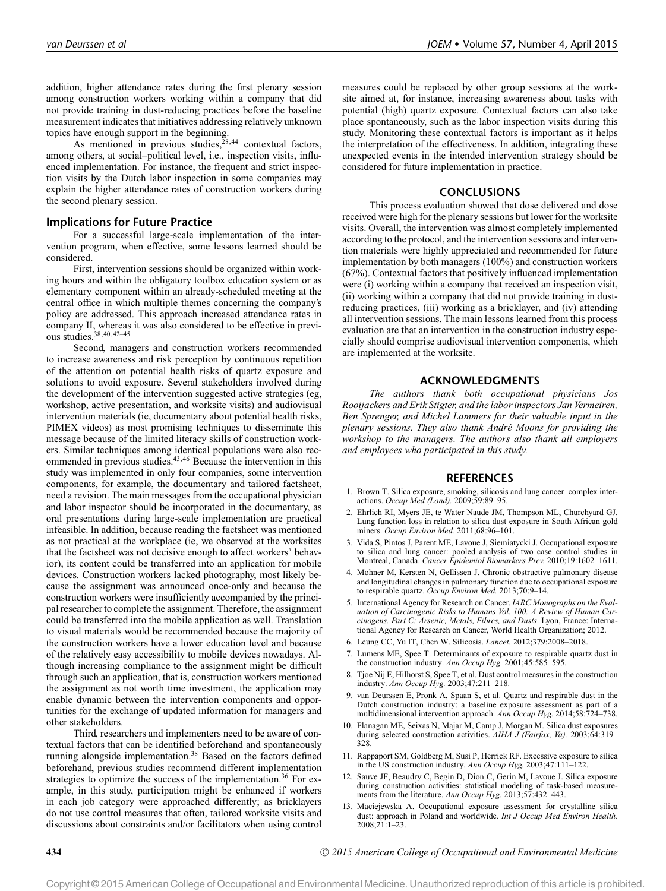addition, higher attendance rates during the first plenary session among construction workers working within a company that did not provide training in dust-reducing practices before the baseline measurement indicates that initiatives addressing relatively unknown topics have enough support in the beginning.

As mentioned in previous studies,[28,44] contextual factors, among others, at social–political level, i.e., inspection visits, influenced implementation. For instance, the frequent and strict inspection visits by the Dutch labor inspection in some companies may explain the higher attendance rates of construction workers during the second plenary session.

### Implications for Future Practice

For a successful large-scale implementation of the intervention program, when effective, some lessons learned should be considered.

First, intervention sessions should be organized within working hours and within the obligatory toolbox education system or as elementary component within an already-scheduled meeting at the central office in which multiple themes concerning the company's policy are addressed. This approach increased attendance rates in company II, whereas it was also considered to be effective in previous studies.[38,40,42–45]

Second, managers and construction workers recommended to increase awareness and risk perception by continuous repetition of the attention on potential health risks of quartz exposure and solutions to avoid exposure. Several stakeholders involved during the development of the intervention suggested active strategies (eg, workshop, active presentation, and worksite visits) and audiovisual intervention materials (ie, documentary about potential health risks, PIMEX videos) as most promising techniques to disseminate this message because of the limited literacy skills of construction workers. Similar techniques among identical populations were also recommended in previous studies.[43,46] Because the intervention in this study was implemented in only four companies, some intervention components, for example, the documentary and tailored factsheet, need a revision. The main messages from the occupational physician and labor inspector should be incorporated in the documentary, as oral presentations during large-scale implementation are practical infeasible. In addition, because reading the factsheet was mentioned as not practical at the workplace (ie, we observed at the worksites that the factsheet was not decisive enough to affect workers' behavior), its content could be transferred into an application for mobile devices. Construction workers lacked photography, most likely because the assignment was announced once-only and because the construction workers were insufficiently accompanied by the principal researcher to complete the assignment. Therefore, the assignment could be transferred into the mobile application as well. Translation to visual materials would be recommended because the majority of the construction workers have a lower education level and because of the relatively easy accessibility to mobile devices nowadays. Although increasing compliance to the assignment might be difficult through such an application, that is, construction workers mentioned the assignment as not worth time investment, the application may enable dynamic between the intervention components and opportunities for the exchange of updated information for managers and other stakeholders.

Third, researchers and implementers need to be aware of contextual factors that can be identified beforehand and spontaneously running alongside implementation.[38] Based on the factors defined beforehand, previous studies recommend different implementation strategies to optimize the success of the implementation.[36] For example, in this study, participation might be enhanced if workers in each job category were approached differently; as bricklayers do not use control measures that often, tailored worksite visits and discussions about constraints and/or facilitators when using control measures could be replaced by other group sessions at the worksite aimed at, for instance, increasing awareness about tasks with potential (high) quartz exposure. Contextual factors can also take place spontaneously, such as the labor inspection visits during this study. Monitoring these contextual factors is important as it helps the interpretation of the effectiveness. In addition, integrating these unexpected events in the intended intervention strategy should be considered for future implementation in practice.

## CONCLUSIONS

This process evaluation showed that dose delivered and dose received were high for the plenary sessions but lower for the worksite visits. Overall, the intervention was almost completely implemented according to the protocol, and the intervention sessions and intervention materials were highly appreciated and recommended for future implementation by both managers (100%) and construction workers (67%). Contextual factors that positively influenced implementation were (i) working within a company that received an inspection visit, (ii) working within a company that did not provide training in dust-reducing practices, (iii) working as a bricklayer, and (iv) attending all intervention sessions. The main lessons learned from this process evaluation are that an intervention in the construction industry especially should comprise audiovisual intervention components, which are implemented at the worksite.

## ACKNOWLEDGMENTS

*The authors thank both occupational physicians Jos Rooijackers and Erik Stigter, and the labor inspectors Jan Vermeiren, Ben Sprenger, and Michel Lammers for their valuable input in the plenary sessions. They also thank André Moons for providing the workshop to the managers. The authors also thank all employers and employees who participated in this study.*

## REFERENCES

1. Brown T. Silica exposure, smoking, silicosis and lung cancer–complex interactions. *Occup Med (Lond).* 2009;59:89–95.
2. Ehrlich RI, Myers JE, te Water Naude JM, Thompson ML, Churchyard GJ. Lung function loss in relation to silica dust exposure in South African gold miners. *Occup Environ Med.* 2011;68:96–101.
3. Vida S, Pintos J, Parent ME, Lavoue J, Siemiatycki J. Occupational exposure to silica and lung cancer: pooled analysis of two case–control studies in Montreal, Canada. *Cancer Epidemiol Biomarkers Prev.* 2010;19:1602–1611.
4. Mohner M, Kersten N, Gellissen J. Chronic obstructive pulmonary disease and longitudinal changes in pulmonary function due to occupational exposure to respirable quartz. *Occup Environ Med.* 2013;70:9–14.
5. International Agency for Research on Cancer. *IARC Monographs on the Evaluation of Carcinogenic Risks to Humans Vol. 100: A Review of Human Carcinogens. Part C: Arsenic, Metals, Fibres, and Dusts*. Lyon, France: International Agency for Research on Cancer, World Health Organization; 2012.
6. Leung CC, Yu IT, Chen W. Silicosis. *Lancet.* 2012;379:2008–2018.
7. Lumens ME, Spee T. Determinants of exposure to respirable quartz dust in the construction industry. *Ann Occup Hyg.* 2001;45:585–595.
8. Tjoe Nij E, Hilhorst S, Spee T, et al. Dust control measures in the construction industry. *Ann Occup Hyg.* 2003;47:211–218.
9. van Deurssen E, Pronk A, Spaan S, et al. Quartz and respirable dust in the Dutch construction industry: a baseline exposure assessment as part of a multidimensional intervention approach. *Ann Occup Hyg.* 2014;58:724–738.
10. Flanagan ME, Seixas N, Majar M, Camp J, Morgan M. Silica dust exposures during selected construction activities. *AIHA J (Fairfax, Va).* 2003;64:319–328.
11. Rappaport SM, Goldberg M, Susi P, Herrick RF. Excessive exposure to silica in the US construction industry. *Ann Occup Hyg.* 2003;47:111–122.
12. Sauve JF, Beaudry C, Begin D, Dion C, Gerin M, Lavoue J. Silica exposure during construction activities: statistical modeling of task-based measurements from the literature. *Ann Occup Hyg.* 2013;57:432–443.
13. Maciejewska A. Occupational exposure assessment for crystalline silica dust: approach in Poland and worldwide. *Int J Occup Med Environ Health.* 2008;21:1–23.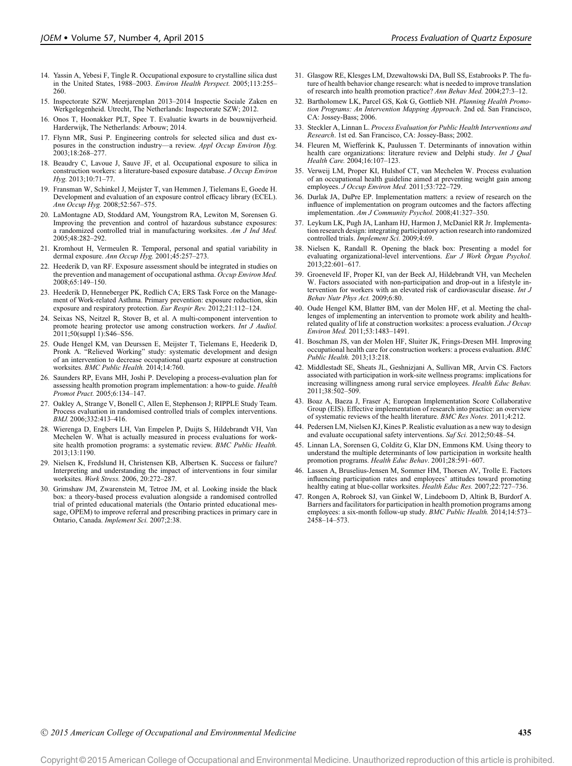14. Yassin A, Yebesi F, Tingle R. Occupational exposure to crystalline silica dust in the United States, 1988–2003. *Environ Health Perspect.* 2005;113:255–260.
15. Inspectorate SZW. Meerjarenplan 2013–2014 Inspectie Sociale Zaken en Werkgelegenheid. Utrecht, The Netherlands: Inspectorate SZW; 2012.
16. Onos T, Hoonakker PLT, Spee T. Evaluatie kwarts in de bouwnijverheid. Harderwijk, The Netherlands: Arbouw; 2014.
17. Flynn MR, Susi P. Engineering controls for selected silica and dust exposures in the construction industry—a review. *Appl Occup Environ Hyg.* 2003;18:268–277.
18. Beaudry C, Lavoue J, Sauve JF, et al. Occupational exposure to silica in construction workers: a literature-based exposure database. *J Occup Environ Hyg.* 2013;10:71–77.
19. Fransman W, Schinkel J, Meijster T, van Hemmen J, Tielemans E, Goede H. Development and evaluation of an exposure control efficacy library (ECEL). *Ann Occup Hyg.* 2008;52:567–575.
20. LaMontagne AD, Stoddard AM, Youngstrom RA, Lewiton M, Sorensen G. Improving the prevention and control of hazardous substance exposures: a randomized controlled trial in manufacturing worksites. *Am J Ind Med.* 2005;48:282–292.
21. Kromhout H, Vermeulen R. Temporal, personal and spatial variability in dermal exposure. *Ann Occup Hyg.* 2001;45:257–273.
22. Heederik D, van RF. Exposure assessment should be integrated in studies on the prevention and management of occupational asthma. *Occup Environ Med.* 2008;65:149–150.
23. Heederik D, Henneberger PK, Redlich CA; ERS Task Force on the Management of Work-related Asthma. Primary prevention: exposure reduction, skin exposure and respiratory protection. *Eur Respir Rev.* 2012;21:112–124.
24. Seixas NS, Neitzel R, Stover B, et al. A multi-component intervention to promote hearing protector use among construction workers. *Int J Audiol.* 2011;50(suppl 1):S46–S56.
25. Oude Hengel KM, van Deurssen E, Meijster T, Tielemans E, Heederik D, Pronk A. "Relieved Working" study: systematic development and design of an intervention to decrease occupational quartz exposure at construction worksites. *BMC Public Health.* 2014;14:760.
26. Saunders RP, Evans MH, Joshi P. Developing a process-evaluation plan for assessing health promotion program implementation: a how-to guide. *Health Promot Pract.* 2005;6:134–147.
27. Oakley A, Strange V, Bonell C, Allen E, Stephenson J; RIPPLE Study Team. Process evaluation in randomised controlled trials of complex interventions. *BMJ.* 2006;332:413–416.
28. Wierenga D, Engbers LH, Van Empelen P, Duijts S, Hildebrandt VH, Van Mechelen W. What is actually measured in process evaluations for worksite health promotion programs: a systematic review. *BMC Public Health.* 2013;13:1190.
29. Nielsen K, Fredslund H, Christensen KB, Albertsen K. Success or failure? Interpreting and understanding the impact of interventions in four similar worksites. *Work Stress.* 2006, 20:272–287.
30. Grimshaw JM, Zwarenstein M, Tetroe JM, et al. Looking inside the black box: a theory-based process evaluation alongside a randomised controlled trial of printed educational materials (the Ontario printed educational message, OPEM) to improve referral and prescribing practices in primary care in Ontario, Canada. *Implement Sci.* 2007;2:38.
31. Glasgow RE, Klesges LM, Dzewaltowski DA, Bull SS, Estabrooks P. The future of health behavior change research: what is needed to improve translation of research into health promotion practice? *Ann Behav Med.* 2004;27:3–12.
32. Bartholomew LK, Parcel GS, Kok G, Gottlieb NH. *Planning Health Promotion Programs: An Intervention Mapping Approach*. 2nd ed. San Francisco, CA: Jossey-Bass; 2006.
33. Steckler A, Linnan L. *Process Evaluation for Public Health Interventions and Research*. 1st ed. San Francisco, CA: Jossey-Bass; 2002.
34. Fleuren M, Wiefferink K, Paulussen T. Determinants of innovation within health care organizations: literature review and Delphi study. *Int J Qual Health Care.* 2004;16:107–123.
35. Verweij LM, Proper KI, Hulshof CT, van Mechelen W. Process evaluation of an occupational health guideline aimed at preventing weight gain among employees. *J Occup Environ Med.* 2011;53:722–729.
36. Durlak JA, DuPre EP. Implementation matters: a review of research on the influence of implementation on program outcomes and the factors affecting implementation. *Am J Community Psychol.* 2008;41:327–350.
37. Leykum LK, Pugh JA, Lanham HJ, Harmon J, McDaniel RR Jr. Implementation research design: integrating participatory action research into randomized controlled trials. *Implement Sci.* 2009;4:69.
38. Nielsen K, Randall R. Opening the black box: Presenting a model for evaluating organizational-level interventions. *Eur J Work Organ Psychol.* 2013;22:601–617.
39. Groeneveld IF, Proper KI, van der Beek AJ, Hildebrandt VH, van Mechelen W. Factors associated with non-participation and drop-out in a lifestyle intervention for workers with an elevated risk of cardiovascular disease. *Int J Behav Nutr Phys Act.* 2009;6:80.
40. Oude Hengel KM, Blatter BM, van der Molen HF, et al. Meeting the challenges of implementing an intervention to promote work ability and health-related quality of life at construction worksites: a process evaluation. *J Occup Environ Med.* 2011;53:1483–1491.
41. Boschman JS, van der Molen HF, Sluiter JK, Frings-Dresen MH. Improving occupational health care for construction workers: a process evaluation. *BMC Public Health.* 2013;13:218.
42. Middlestadt SE, Sheats JL, Geshnizjani A, Sullivan MR, Arvin CS. Factors associated with participation in work-site wellness programs: implications for increasing willingness among rural service employees. *Health Educ Behav.* 2011;38:502–509.
43. Boaz A, Baeza J, Fraser A; European Implementation Score Collaborative Group (EIS). Effective implementation of research into practice: an overview of systematic reviews of the health literature. *BMC Res Notes.* 2011;4:212.
44. Pedersen LM, Nielsen KJ, Kines P. Realistic evaluation as a new way to design and evaluate occupational safety interventions. *Saf Sci.* 2012;50:48–54.
45. Linnan LA, Sorensen G, Colditz G, Klar DN, Emmons KM. Using theory to understand the multiple determinants of low participation in worksite health promotion programs. *Health Educ Behav*. 2001;28:591–607.
46. Lassen A, Bruselius-Jensen M, Sommer HM, Thorsen AV, Trolle E. Factors influencing participation rates and employees' attitudes toward promoting healthy eating at blue-collar worksites. *Health Educ Res.* 2007;22:727–736.
47. Rongen A, Robroek SJ, van Ginkel W, Lindeboom D, Altink B, Burdorf A. Barriers and facilitators for participation in health promotion programs among employees: a six-month follow-up study. *BMC Public Health.* 2014;14:573–2458–14–573.